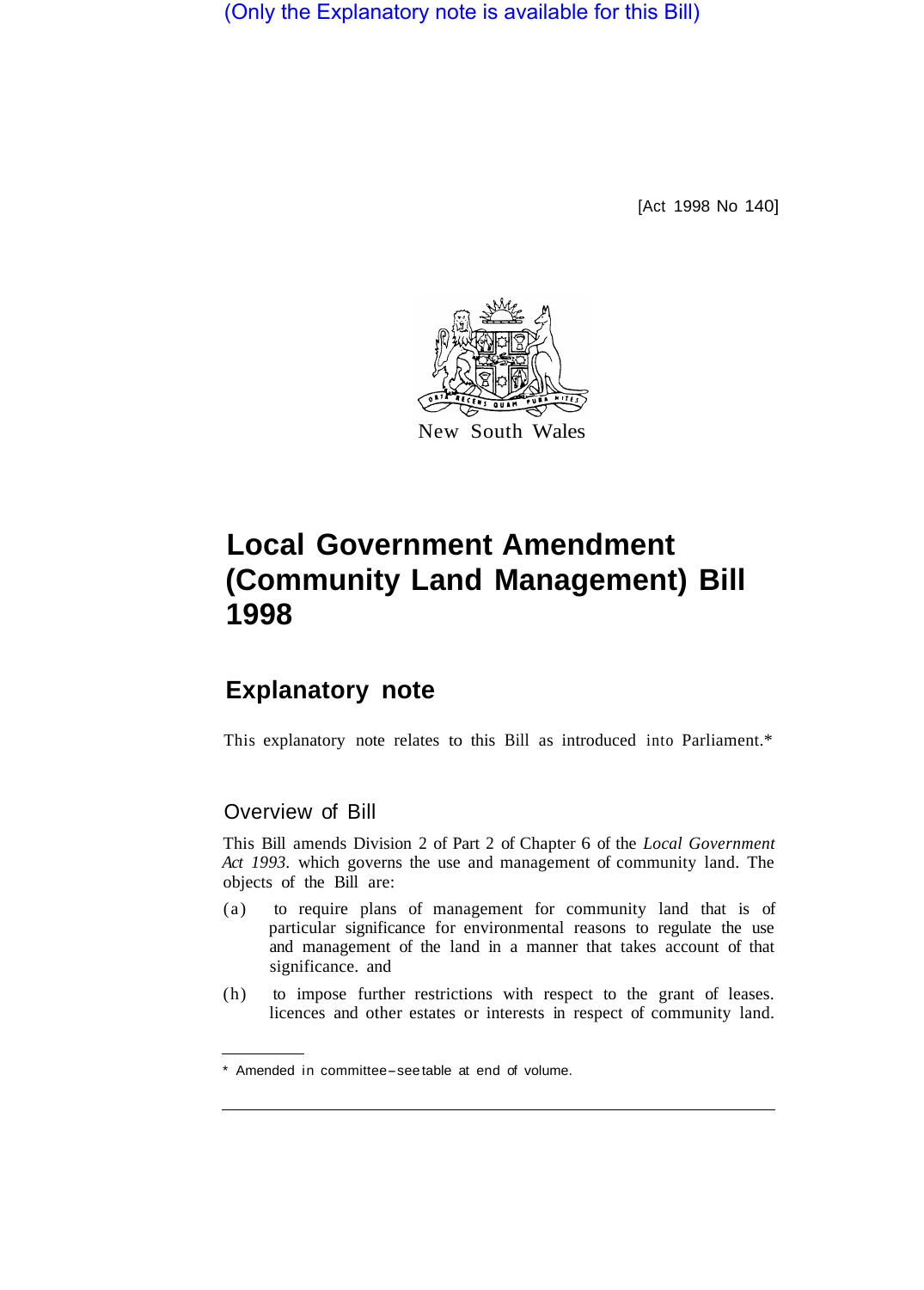(Only the Explanatory note is available for this Bill)

[Act 1998 No 140]

New South Wales

# Local Government Amendment (Community Land Management) Bill 1998

## Explanatory note

This explanatory note relates to this Bill as introduced into Parliament.*

### Overview of Bill

This Bill amends Division 2 of Part 2 of Chapter 6 of the *Local Government Act 1993*. which governs the use and management of community land. The objects of the Bill are:

(a) to require plans of management for community land that is of particular significance for environmental reasons to regulate the use and management of the land in a manner that takes account of that significance. and

(h) to impose further restrictions with respect to the grant of leases. licences and other estates or interests in respect of community land.

* Amended in committee–see table at end of volume.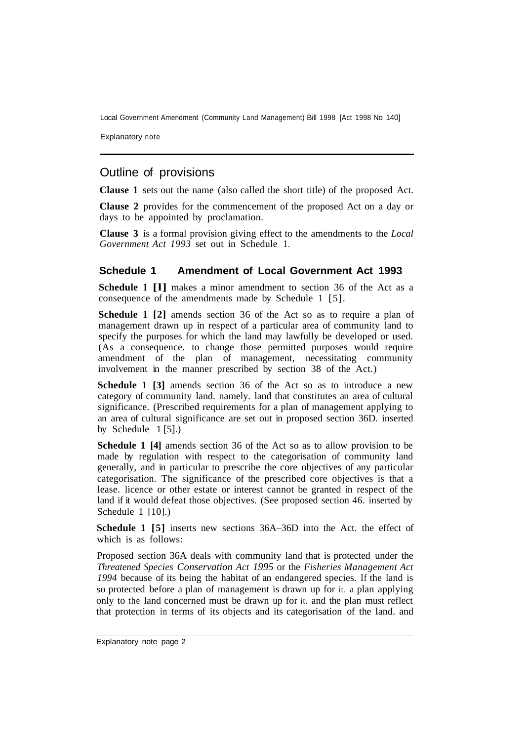## Outline of provisions

**Clause 1** sets out the name (also called the short title) of the proposed Act.

**Clause 2** provides for the commencement of the proposed Act on a day or days to be appointed by proclamation.

**Clause 3** is a formal provision giving effect to the amendments to the *Local Government Act 1993* set out in Schedule 1.

### Schedule 1 Amendment of Local Government Act 1993

**Schedule 1 [1]** makes a minor amendment to section 36 of the Act as a consequence of the amendments made by Schedule 1 [5].

**Schedule 1 [2]** amends section 36 of the Act so as to require a plan of management drawn up in respect of a particular area of community land to specify the purposes for which the land may lawfully be developed or used. (As a consequence. to change those permitted purposes would require amendment of the plan of management, necessitating community involvement in the manner prescribed by section 38 of the Act.)

**Schedule 1 [3]** amends section 36 of the Act so as to introduce a new category of community land. namely. land that constitutes an area of cultural significance. (Prescribed requirements for a plan of management applying to an area of cultural significance are set out in proposed section 36D. inserted by Schedule 1 [5].)

**Schedule 1 [4]** amends section 36 of the Act so as to allow provision to be made by regulation with respect to the categorisation of community land generally, and in particular to prescribe the core objectives of any particular categorisation. The significance of the prescribed core objectives is that a lease. licence or other estate or interest cannot be granted in respect of the land if it would defeat those objectives. (See proposed section 46. inserted by Schedule 1 [10].)

**Schedule 1 [5]** inserts new sections 36A–36D into the Act. the effect of which is as follows:

Proposed section 36A deals with community land that is protected under the *Threatened Species Conservation Act 1995* or the *Fisheries Management Act 1994* because of its being the habitat of an endangered species. If the land is so protected before a plan of management is drawn up for it. a plan applying only to the land concerned must be drawn up for it. and the plan must reflect that protection in terms of its objects and its categorisation of the land. and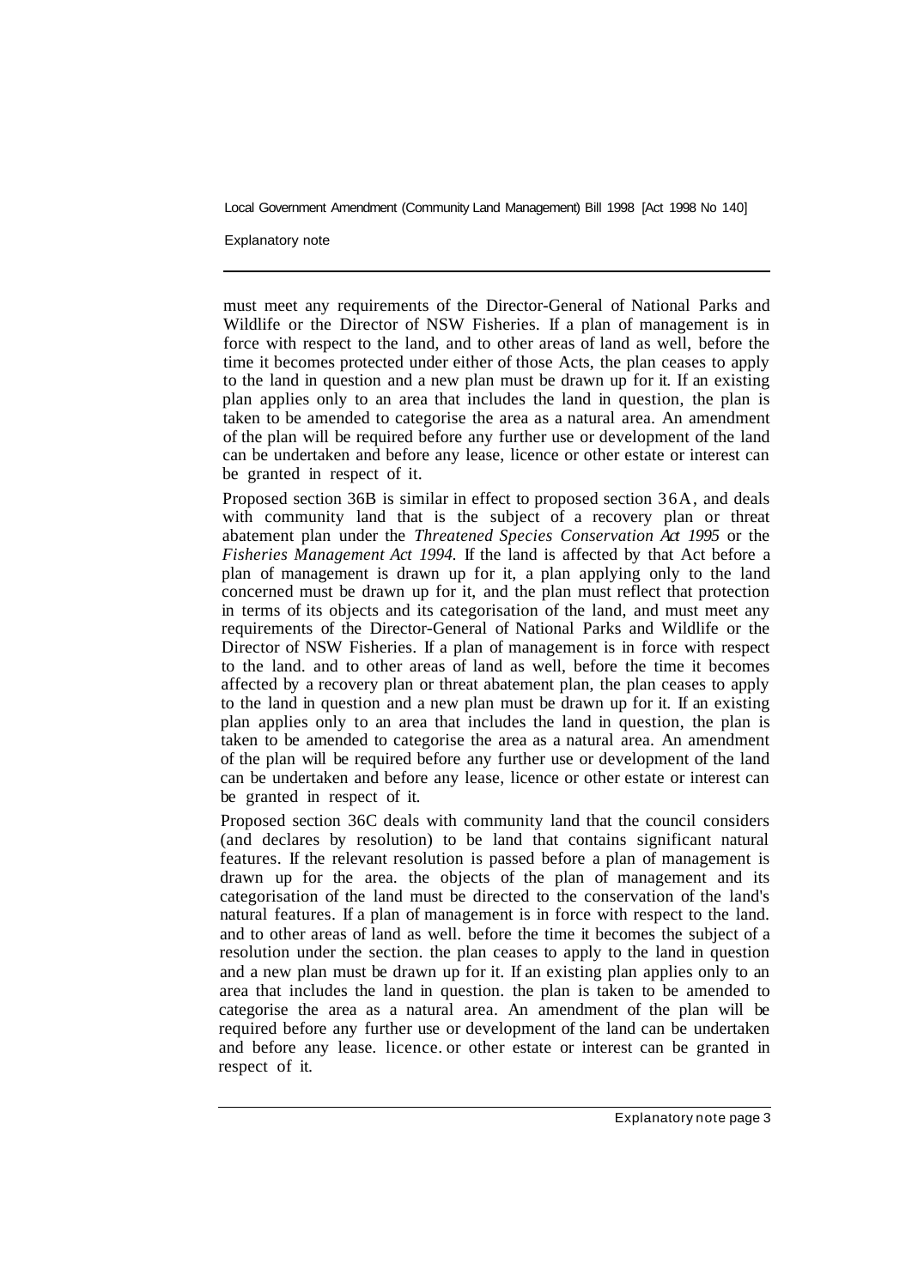must meet any requirements of the Director-General of National Parks and Wildlife or the Director of NSW Fisheries. If a plan of management is in force with respect to the land, and to other areas of land as well, before the time it becomes protected under either of those Acts, the plan ceases to apply to the land in question and a new plan must be drawn up for it. If an existing plan applies only to an area that includes the land in question, the plan is taken to be amended to categorise the area as a natural area. An amendment of the plan will be required before any further use or development of the land can be undertaken and before any lease, licence or other estate or interest can be granted in respect of it.

Proposed section 36B is similar in effect to proposed section 36A, and deals with community land that is the subject of a recovery plan or threat abatement plan under the *Threatened Species Conservation Act 1995* or the *Fisheries Management Act 1994.* If the land is affected by that Act before a plan of management is drawn up for it, a plan applying only to the land concerned must be drawn up for it, and the plan must reflect that protection in terms of its objects and its categorisation of the land, and must meet any requirements of the Director-General of National Parks and Wildlife or the Director of NSW Fisheries. If a plan of management is in force with respect to the land. and to other areas of land as well, before the time it becomes affected by a recovery plan or threat abatement plan, the plan ceases to apply to the land in question and a new plan must be drawn up for it. If an existing plan applies only to an area that includes the land in question, the plan is taken to be amended to categorise the area as a natural area. An amendment of the plan will be required before any further use or development of the land can be undertaken and before any lease, licence or other estate or interest can be granted in respect of it.

Proposed section 36C deals with community land that the council considers (and declares by resolution) to be land that contains significant natural features. If the relevant resolution is passed before a plan of management is drawn up for the area. the objects of the plan of management and its categorisation of the land must be directed to the conservation of the land's natural features. If a plan of management is in force with respect to the land. and to other areas of land as well. before the time it becomes the subject of a resolution under the section. the plan ceases to apply to the land in question and a new plan must be drawn up for it. If an existing plan applies only to an area that includes the land in question. the plan is taken to be amended to categorise the area as a natural area. An amendment of the plan will be required before any further use or development of the land can be undertaken and before any lease. licence. or other estate or interest can be granted in respect of it.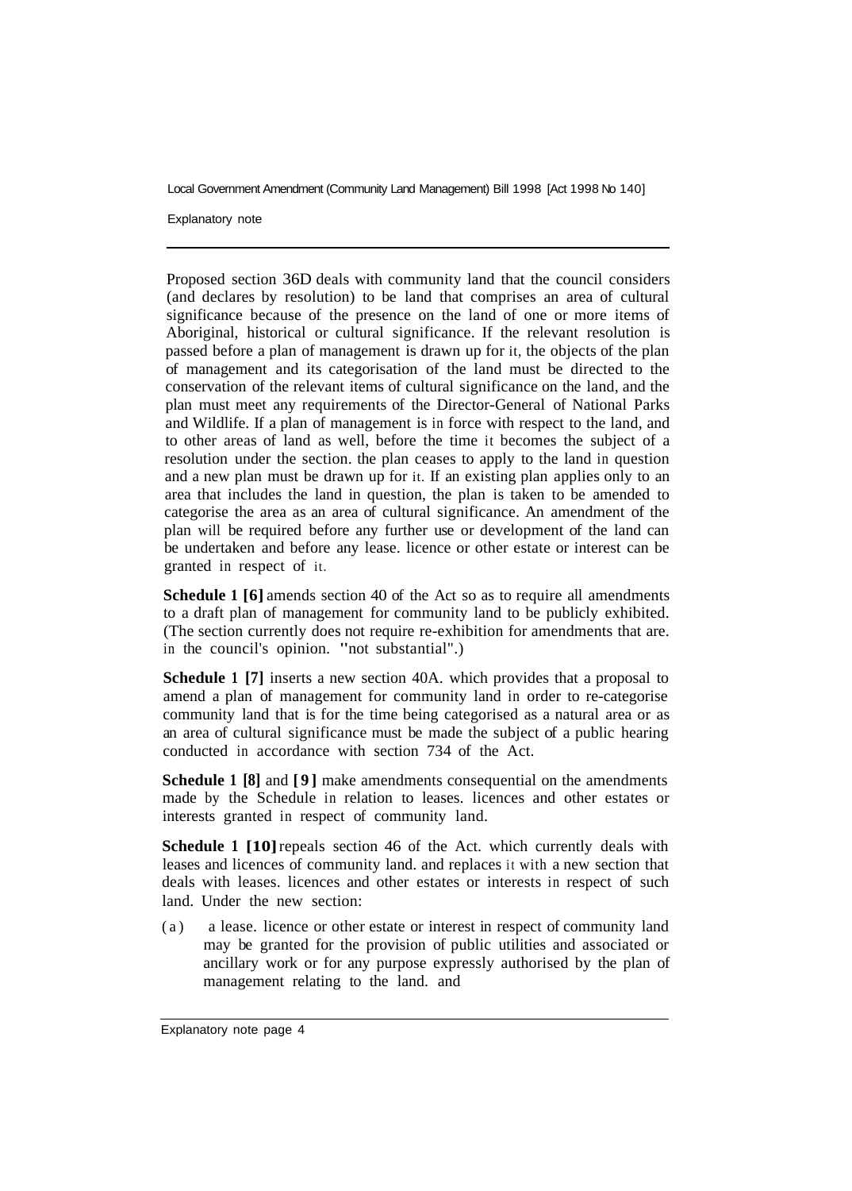Proposed section 36D deals with community land that the council considers (and declares by resolution) to be land that comprises an area of cultural significance because of the presence on the land of one or more items of Aboriginal, historical or cultural significance. If the relevant resolution is passed before a plan of management is drawn up for it, the objects of the plan of management and its categorisation of the land must be directed to the conservation of the relevant items of cultural significance on the land, and the plan must meet any requirements of the Director-General of National Parks and Wildlife. If a plan of management is in force with respect to the land, and to other areas of land as well, before the time it becomes the subject of a resolution under the section. the plan ceases to apply to the land in question and a new plan must be drawn up for it. If an existing plan applies only to an area that includes the land in question, the plan is taken to be amended to categorise the area as an area of cultural significance. An amendment of the plan will be required before any further use or development of the land can be undertaken and before any lease. licence or other estate or interest can be granted in respect of it.

**Schedule 1 [6]** amends section 40 of the Act so as to require all amendments to a draft plan of management for community land to be publicly exhibited. (The section currently does not require re-exhibition for amendments that are. in the council's opinion. "not substantial".)

**Schedule 1 [7]** inserts a new section 40A. which provides that a proposal to amend a plan of management for community land in order to re-categorise community land that is for the time being categorised as a natural area or as an area of cultural significance must be made the subject of a public hearing conducted in accordance with section 734 of the Act.

**Schedule 1 [8]** and **[9]** make amendments consequential on the amendments made by the Schedule in relation to leases. licences and other estates or interests granted in respect of community land.

**Schedule 1 [10]** repeals section 46 of the Act. which currently deals with leases and licences of community land. and replaces it with a new section that deals with leases. licences and other estates or interests in respect of such land. Under the new section:

(a) a lease. licence or other estate or interest in respect of community land may be granted for the provision of public utilities and associated or ancillary work or for any purpose expressly authorised by the plan of management relating to the land. and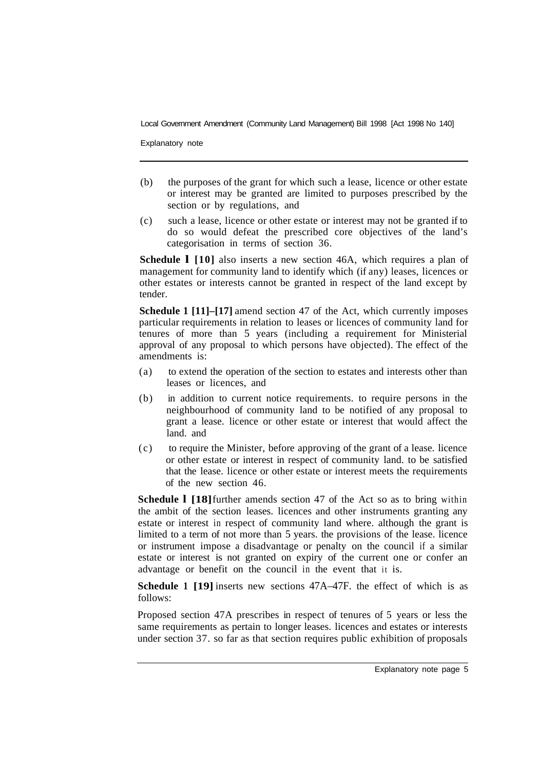(b) the purposes of the grant for which such a lease, licence or other estate or interest may be granted are limited to purposes prescribed by the section or by regulations, and

(c) such a lease, licence or other estate or interest may not be granted if to do so would defeat the prescribed core objectives of the land's categorisation in terms of section 36.

**Schedule l [10]** also inserts a new section 46A, which requires a plan of management for community land to identify which (if any) leases, licences or other estates or interests cannot be granted in respect of the land except by tender.

**Schedule 1 [11]–[17]** amend section 47 of the Act, which currently imposes particular requirements in relation to leases or licences of community land for tenures of more than 5 years (including a requirement for Ministerial approval of any proposal to which persons have objected). The effect of the amendments is:

(a) to extend the operation of the section to estates and interests other than leases or licences, and

(b) in addition to current notice requirements. to require persons in the neighbourhood of community land to be notified of any proposal to grant a lease. licence or other estate or interest that would affect the land. and

(c) to require the Minister, before approving of the grant of a lease. licence or other estate or interest in respect of community land. to be satisfied that the lease. licence or other estate or interest meets the requirements of the new section 46.

**Schedule l [18]** further amends section 47 of the Act so as to bring within the ambit of the section leases. licences and other instruments granting any estate or interest in respect of community land where. although the grant is limited to a term of not more than 5 years. the provisions of the lease. licence or instrument impose a disadvantage or penalty on the council if a similar estate or interest is not granted on expiry of the current one or confer an advantage or benefit on the council in the event that it is.

**Schedule 1 [19]** inserts new sections 47A–47F. the effect of which is as follows:

Proposed section 47A prescribes in respect of tenures of 5 years or less the same requirements as pertain to longer leases. licences and estates or interests under section 37. so far as that section requires public exhibition of proposals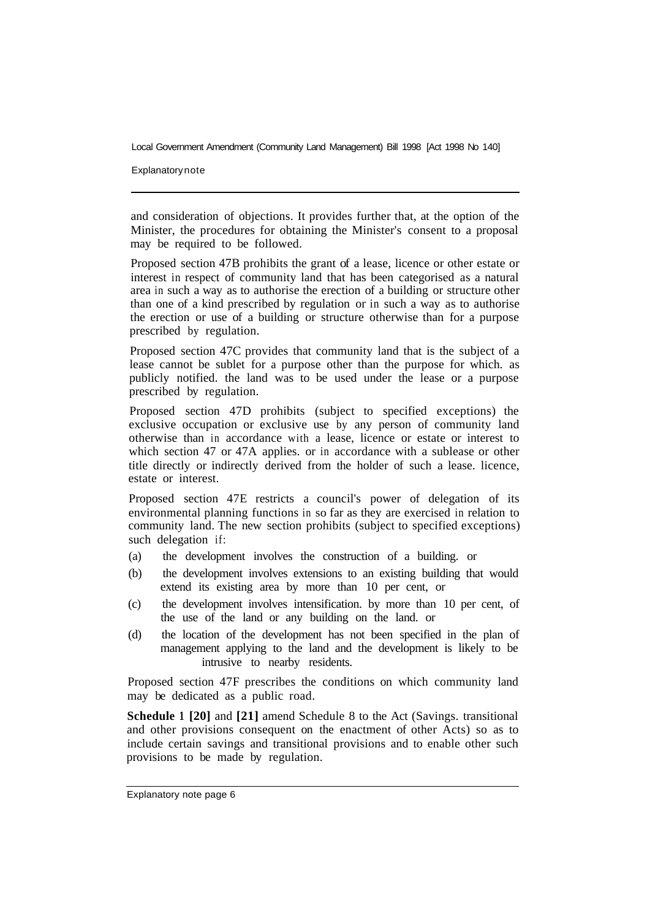and consideration of objections. It provides further that, at the option of the Minister, the procedures for obtaining the Minister's consent to a proposal may be required to be followed.

Proposed section 47B prohibits the grant of a lease, licence or other estate or interest in respect of community land that has been categorised as a natural area in such a way as to authorise the erection of a building or structure other than one of a kind prescribed by regulation or in such a way as to authorise the erection or use of a building or structure otherwise than for a purpose prescribed by regulation.

Proposed section 47C provides that community land that is the subject of a lease cannot be sublet for a purpose other than the purpose for which. as publicly notified. the land was to be used under the lease or a purpose prescribed by regulation.

Proposed section 47D prohibits (subject to specified exceptions) the exclusive occupation or exclusive use by any person of community land otherwise than in accordance with a lease, licence or estate or interest to which section 47 or 47A applies. or in accordance with a sublease or other title directly or indirectly derived from the holder of such a lease. licence, estate or interest.

Proposed section 47E restricts a council's power of delegation of its environmental planning functions in so far as they are exercised in relation to community land. The new section prohibits (subject to specified exceptions) such delegation if:

(a) the development involves the construction of a building. or

(b) the development involves extensions to an existing building that would extend its existing area by more than 10 per cent, or

(c) the development involves intensification. by more than 10 per cent, of the use of the land or any building on the land. or

(d) the location of the development has not been specified in the plan of management applying to the land and the development is likely to be intrusive to nearby residents.

Proposed section 47F prescribes the conditions on which community land may be dedicated as a public road.

**Schedule** 1 **[20]** and **[21]** amend Schedule 8 to the Act (Savings. transitional and other provisions consequent on the enactment of other Acts) so as to include certain savings and transitional provisions and to enable other such provisions to be made by regulation.